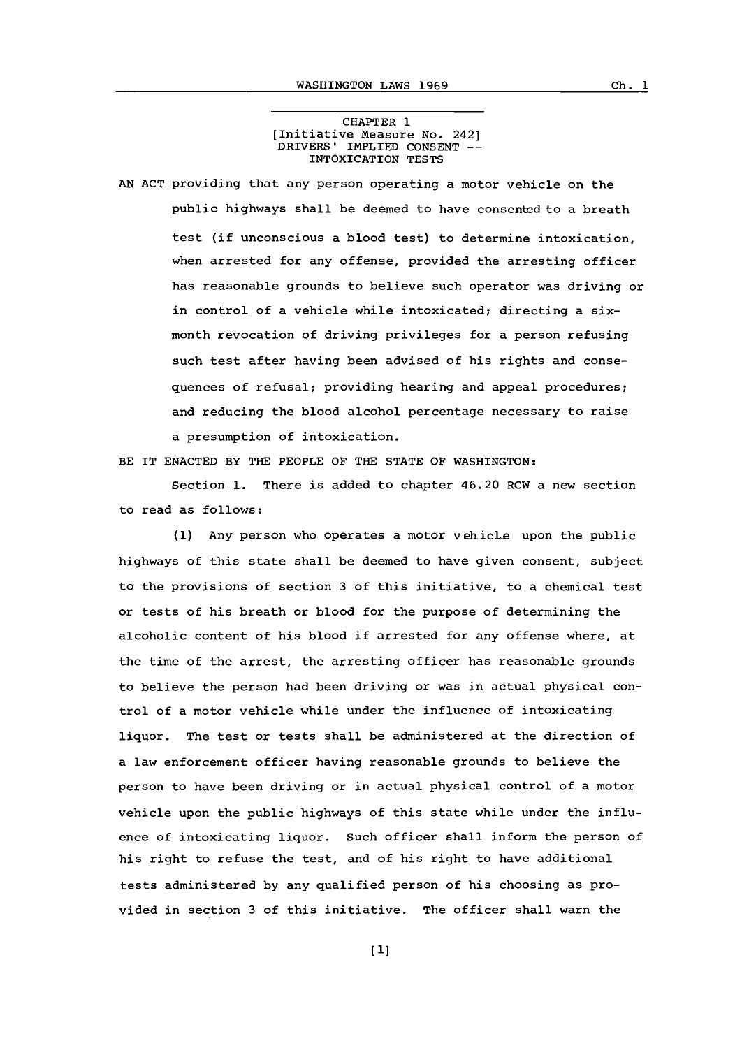## CHAPTER 1
[Initiative Measure No. 242]
DRIVERS' IMPLIED CONSENT -- INTOXICATION TESTS

AN ACT providing that any person operating a motor vehicle on the public highways shall be deemed to have consented to a breath test (if unconscious a blood test) to determine intoxication, when arrested for any offense, provided the arresting officer has reasonable grounds to believe such operator was driving or in control of a vehicle while intoxicated; directing a six-month revocation of driving privileges for a person refusing such test after having been advised of his rights and consequences of refusal; providing hearing and appeal procedures; and reducing the blood alcohol percentage necessary to raise a presumption of intoxication.

BE IT ENACTED BY THE PEOPLE OF THE STATE OF WASHINGTON:

Section 1. There is added to chapter 46.20 RCW a new section to read as follows:

(1) Any person who operates a motor vehicle upon the public highways of this state shall be deemed to have given consent, subject to the provisions of section 3 of this initiative, to a chemical test or tests of his breath or blood for the purpose of determining the alcoholic content of his blood if arrested for any offense where, at the time of the arrest, the arresting officer has reasonable grounds to believe the person had been driving or was in actual physical control of a motor vehicle while under the influence of intoxicating liquor. The test or tests shall be administered at the direction of a law enforcement officer having reasonable grounds to believe the person to have been driving or in actual physical control of a motor vehicle upon the public highways of this state while under the influence of intoxicating liquor. Such officer shall inform the person of his right to refuse the test, and of his right to have additional tests administered by any qualified person of his choosing as provided in section 3 of this initiative. The officer shall warn the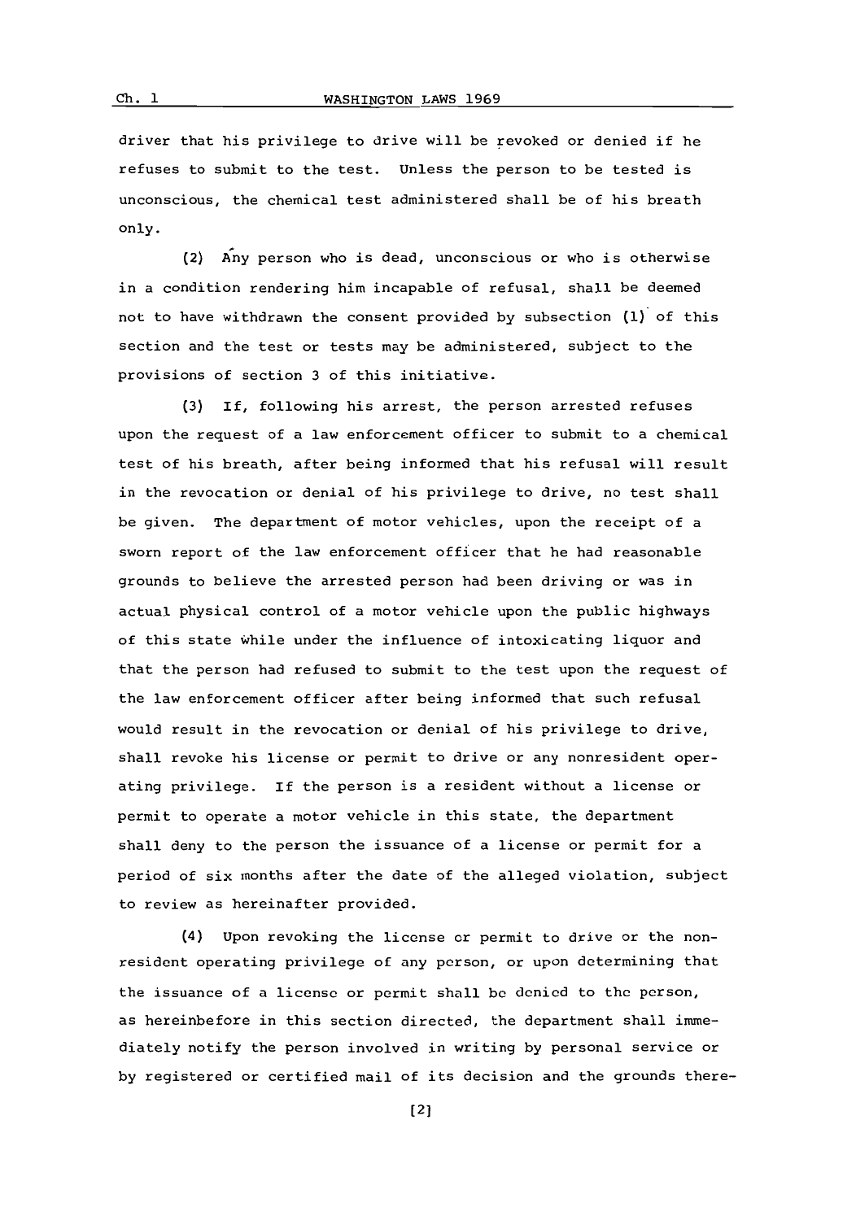driver that his privilege to drive will be revoked or denied if he refuses to submit to the test. Unless the person to be tested is unconscious, the chemical test administered shall be of his breath only.

(2) Any person who is dead, unconscious or who is otherwise in a condition rendering him incapable of refusal, shall be deemed not to have withdrawn the consent provided by subsection (1) of this section and the test or tests may be administered, subject to the provisions of section 3 of this initiative.

(3) If, following his arrest, the person arrested refuses upon the request of a law enforcement officer to submit to a chemical test of his breath, after being informed that his refusal will result in the revocation or denial of his privilege to drive, no test shall be given. The department of motor vehicles, upon the receipt of a sworn report of the law enforcement officer that he had reasonable grounds to believe the arrested person had been driving or was in actual physical control of a motor vehicle upon the public highways of this state while under the influence of intoxicating liquor and that the person had refused to submit to the test upon the request of the law enforcement officer after being informed that such refusal would result in the revocation or denial of his privilege to drive, shall revoke his license or permit to drive or any nonresident operating privilege. If the person is a resident without a license or permit to operate a motor vehicle in this state, the department shall deny to the person the issuance of a license or permit for a period of six months after the date of the alleged violation, subject to review as hereinafter provided.

(4) Upon revoking the license or permit to drive or the nonresident operating privilege of any person, or upon determining that the issuance of a license or permit shall be denied to the person, as hereinbefore in this section directed, the department shall immediately notify the person involved in writing by personal service or by registered or certified mail of its decision and the grounds there-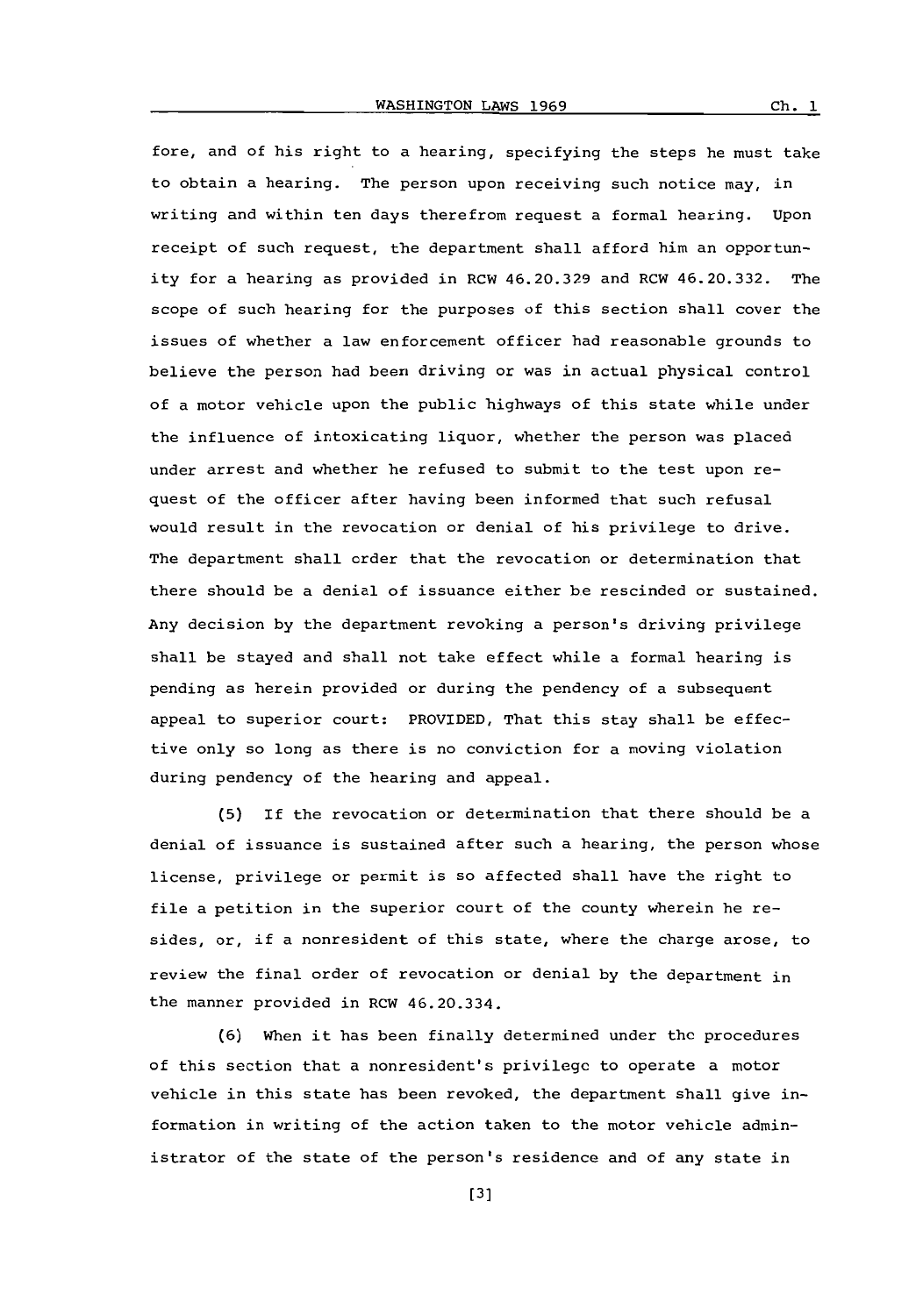fore, and of his right to a hearing, specifying the steps he must take to obtain a hearing. The person upon receiving such notice may, in writing and within ten days therefrom request a formal hearing. Upon receipt of such request, the department shall afford him an opportunity for a hearing as provided in RCW 46.20.329 and RCW 46.20.332. The scope of such hearing for the purposes of this section shall cover the issues of whether a law enforcement officer had reasonable grounds to believe the person had been driving or was in actual physical control of a motor vehicle upon the public highways of this state while under the influence of intoxicating liquor, whether the person was placed under arrest and whether he refused to submit to the test upon request of the officer after having been informed that such refusal would result in the revocation or denial of his privilege to drive. The department shall order that the revocation or determination that there should be a denial of issuance either be rescinded or sustained. Any decision by the department revoking a person's driving privilege shall be stayed and shall not take effect while a formal hearing is pending as herein provided or during the pendency of a subsequent appeal to superior court: PROVIDED, That this stay shall be effective only so long as there is no conviction for a moving violation during pendency of the hearing and appeal.

(5) If the revocation or determination that there should be a denial of issuance is sustained after such a hearing, the person whose license, privilege or permit is so affected shall have the right to file a petition in the superior court of the county wherein he resides, or, if a nonresident of this state, where the charge arose, to review the final order of revocation or denial by the department in the manner provided in RCW 46.20.334.

(6) When it has been finally determined under the procedures of this section that a nonresident's privilege to operate a motor vehicle in this state has been revoked, the department shall give information in writing of the action taken to the motor vehicle administrator of the state of the person's residence and of any state in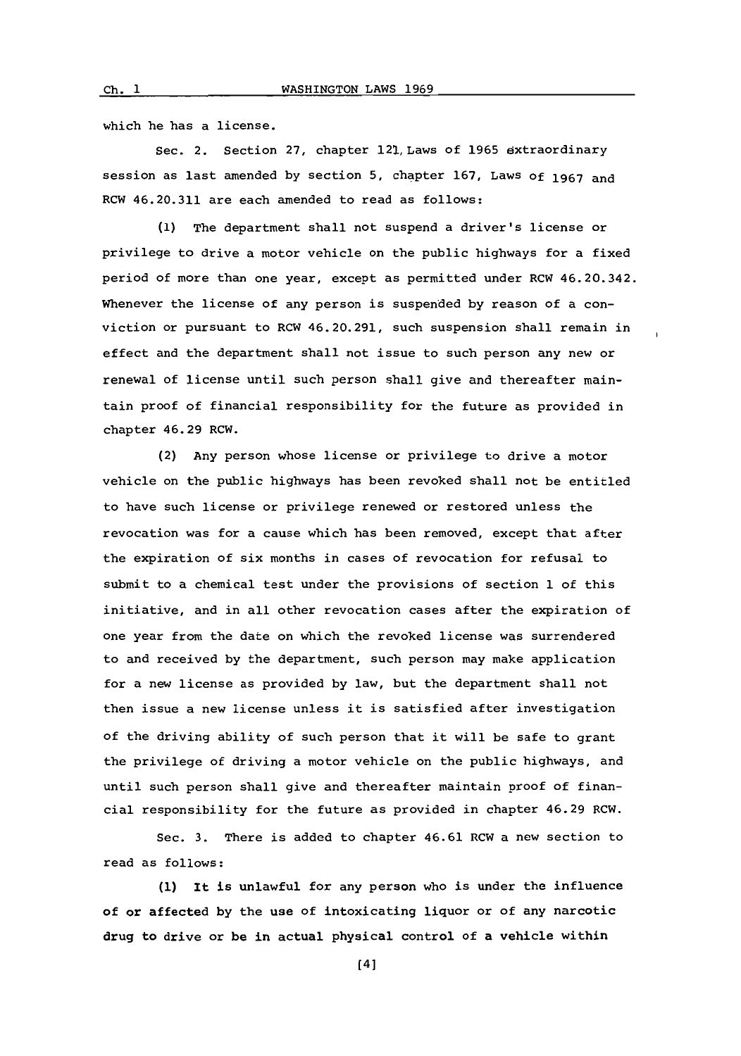which he has a license.

Sec. 2. Section 27, chapter 121, Laws of 1965 extraordinary session as last amended by section 5, chapter 167, Laws of 1967 and RCW 46.20.311 are each amended to read as follows:

(1) The department shall not suspend a driver's license or privilege to drive a motor vehicle on the public highways for a fixed period of more than one year, except as permitted under RCW 46.20.342. Whenever the license of any person is suspended by reason of a conviction or pursuant to RCW 46.20.291, such suspension shall remain in effect and the department shall not issue to such person any new or renewal of license until such person shall give and thereafter maintain proof of financial responsibility for the future as provided in chapter 46.29 RCW.

(2) Any person whose license or privilege to drive a motor vehicle on the public highways has been revoked shall not be entitled to have such license or privilege renewed or restored unless the revocation was for a cause which has been removed, except that after the expiration of six months in cases of revocation for refusal to submit to a chemical test under the provisions of section 1 of this initiative, and in all other revocation cases after the expiration of one year from the date on which the revoked license was surrendered to and received by the department, such person may make application for a new license as provided by law, but the department shall not then issue a new license unless it is satisfied after investigation of the driving ability of such person that it will be safe to grant the privilege of driving a motor vehicle on the public highways, and until such person shall give and thereafter maintain proof of financial responsibility for the future as provided in chapter 46.29 RCW.

Sec. 3. There is added to chapter 46.61 RCW a new section to read as follows:

**(1) It is unlawful for any person who is under the influence of or affected by the use of intoxicating liquor or of any narcotic drug to drive or be in actual physical control of a vehicle within**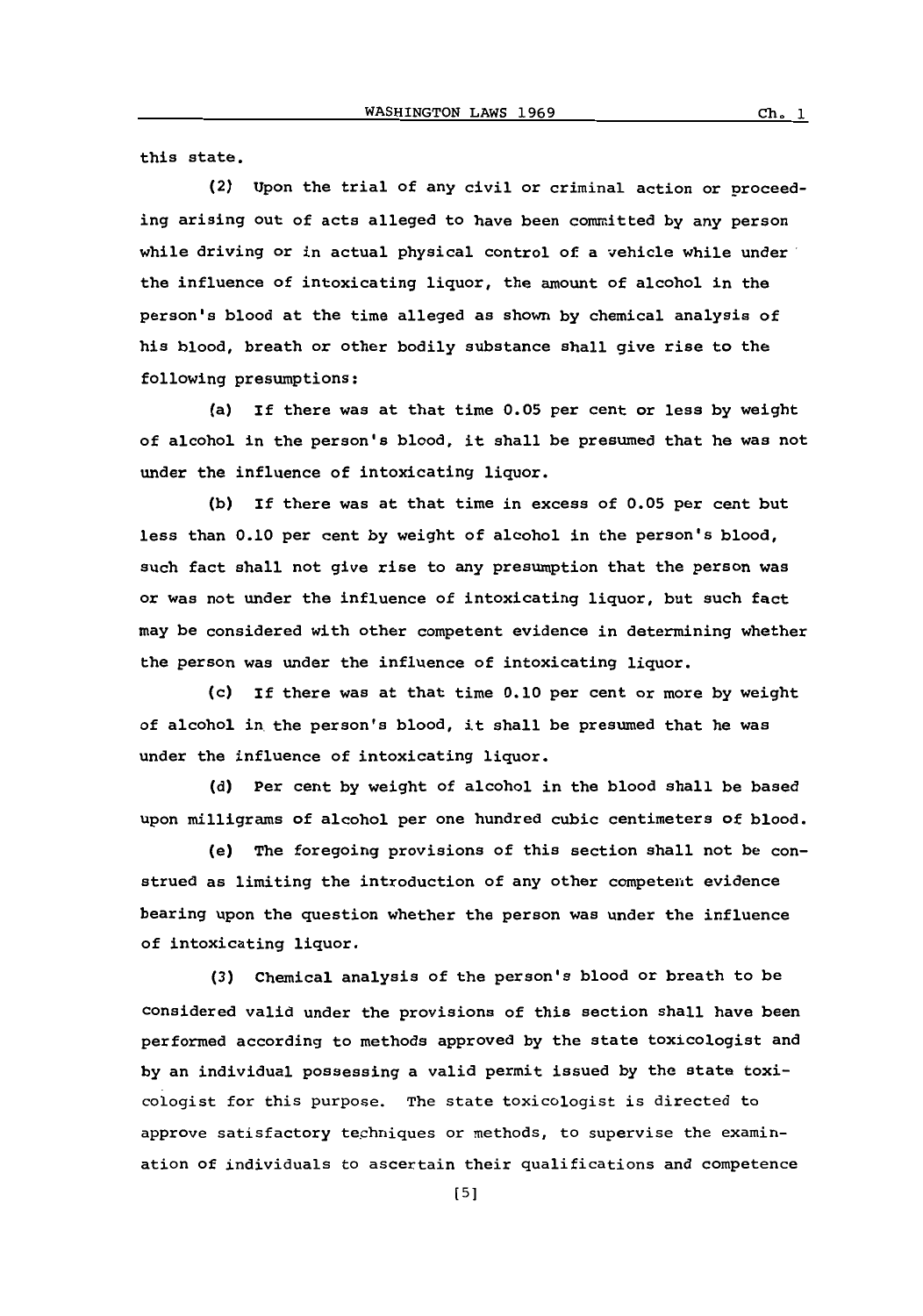this state.

(2) Upon the trial of any civil or criminal action or proceeding arising out of acts alleged to have been committed by any person while driving or in actual physical control of a vehicle while under the influence of intoxicating liquor, the amount of alcohol in the person's blood at the time alleged as shown by chemical analysis of his blood, breath or other bodily substance shall give rise to the following presumptions:

(a) If there was at that time 0.05 per cent or less by weight of alcohol in the person's blood, it shall be presumed that he was not under the influence of intoxicating liquor.

(b) If there was at that time in excess of 0.05 per cent but less than 0.10 per cent by weight of alcohol in the person's blood, such fact shall not give rise to any presumption that the person was or was not under the influence of intoxicating liquor, but such fact may be considered with other competent evidence in determining whether the person was under the influence of intoxicating liquor.

(c) If there was at that time 0.10 per cent or more by weight of alcohol in the person's blood, it shall be presumed that he was under the influence of intoxicating liquor.

(d) Per cent by weight of alcohol in the blood shall be based upon milligrams of alcohol per one hundred cubic centimeters of blood.

(e) The foregoing provisions of this section shall not be construed as limiting the introduction of any other competent evidence bearing upon the question whether the person was under the influence of intoxicating liquor.

(3) Chemical analysis of the person's blood or breath to be considered valid under the provisions of this section shall have been performed according to methods approved by the state toxicologist and by an individual possessing a valid permit issued by the state toxicologist for this purpose. The state toxicologist is directed to approve satisfactory techniques or methods, to supervise the examination of individuals to ascertain their qualifications and competence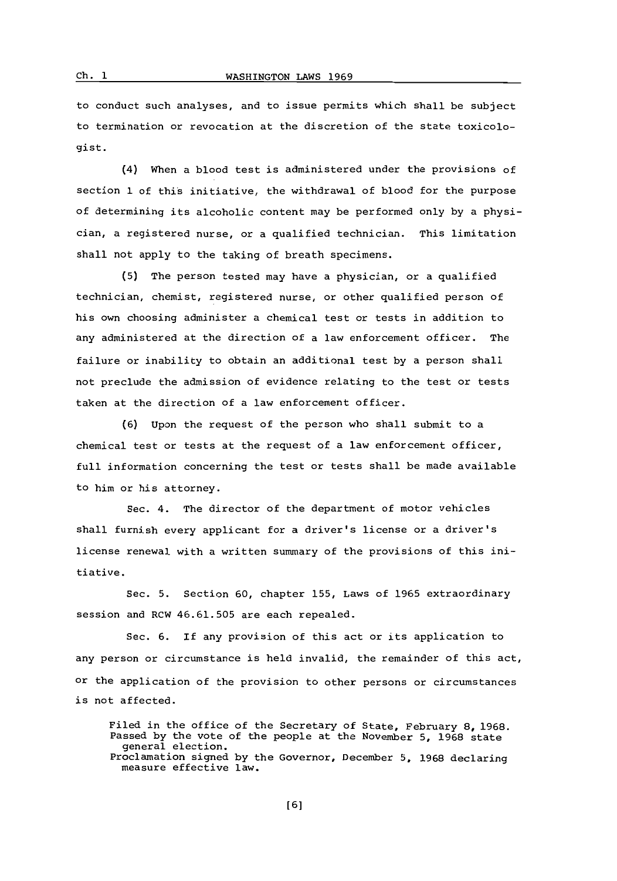to conduct such analyses, and to issue permits which shall be subject to termination or revocation at the discretion of the state toxicologist.

(4) When a blood test is administered under the provisions of section 1 of this initiative, the withdrawal of blood for the purpose of determining its alcoholic content may be performed only by a physician, a registered nurse, or a qualified technician. This limitation shall not apply to the taking of breath specimens.

(5) The person tested may have a physician, or a qualified technician, chemist, registered nurse, or other qualified person of his own choosing administer a chemical test or tests in addition to any administered at the direction of a law enforcement officer. The failure or inability to obtain an additional test by a person shall not preclude the admission of evidence relating to the test or tests taken at the direction of a law enforcement officer.

(6) Upon the request of the person who shall submit to a chemical test or tests at the request of a law enforcement officer, full information concerning the test or tests shall be made available to him or his attorney.

Sec. 4. The director of the department of motor vehicles shall furnish every applicant for a driver's license or a driver's license renewal with a written summary of the provisions of this initiative.

Sec. 5. Section 60, chapter 155, Laws of 1965 extraordinary session and RCW 46.61.505 are each repealed.

Sec. 6. If any provision of this act or its application to any person or circumstance is held invalid, the remainder of this act, or the application of the provision to other persons or circumstances is not affected.

Filed in the office of the Secretary of State, February 8, 1968.
Passed by the vote of the people at the November 5, 1968 state general election.
Proclamation signed by the Governor, December 5, 1968 declaring measure effective law.